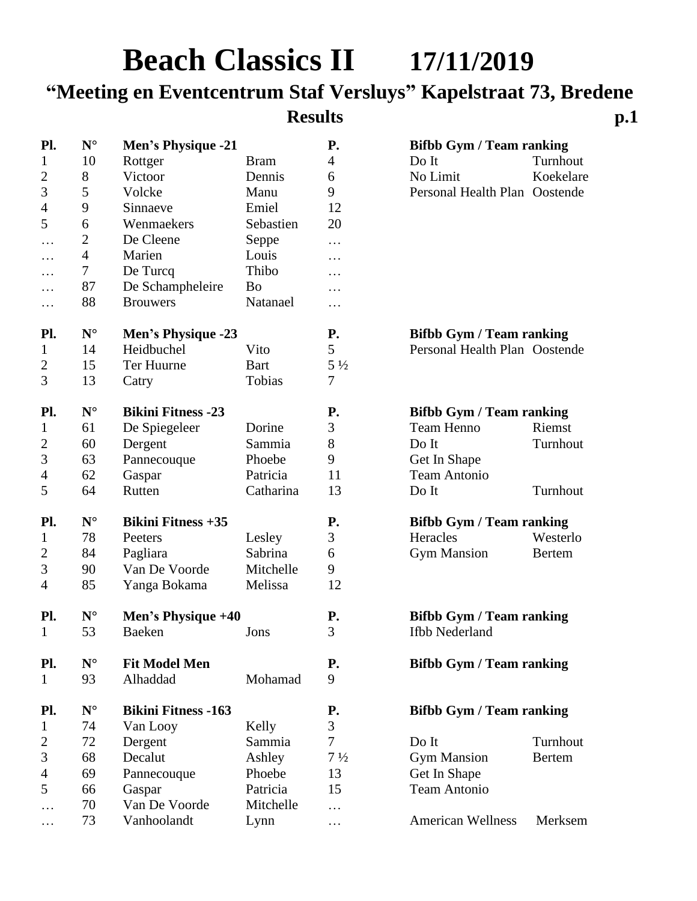# Beach Classics II 17/11/2019

## "Meeting en Eventcentrum Staf Versluys" Kapelstraat 73, Bredene

### Results

| Pl. | N° | Men's Physique -21 | | P. | Bifbb Gym / Team ranking | |
|---|---|---|---|---|---|---|
| 1 | 10 | Rottger | Bram | 4 | Do It | Turnhout |
| 2 | 8 | Victoor | Dennis | 6 | No Limit | Koekelare |
| 3 | 5 | Volcke | Manu | 9 | Personal Health Plan | Oostende |
| 4 | 9 | Sinnaeve | Emiel | 12 | | |
| 5 | 6 | Wenmaekers | Sebastien | 20 | | |
| … | 2 | De Cleene | Seppe | … | | |
| … | 4 | Marien | Louis | … | | |
| … | 7 | De Turcq | Thibo | … | | |
| … | 87 | De Schampheleire | Bo | … | | |
| … | 88 | Brouwers | Natanael | … | | |

| Pl. | N° | Men's Physique -23 | | P. | Bifbb Gym / Team ranking | |
|---|---|---|---|---|---|---|
| 1 | 14 | Heidbuchel | Vito | 5 | Personal Health Plan | Oostende |
| 2 | 15 | Ter Huurne | Bart | 5 ½ | | |
| 3 | 13 | Catry | Tobias | 7 | | |

| Pl. | N° | Bikini Fitness -23 | | P. | Bifbb Gym / Team ranking | |
|---|---|---|---|---|---|---|
| 1 | 61 | De Spiegeleer | Dorine | 3 | Team Henno | Riemst |
| 2 | 60 | Dergent | Sammia | 8 | Do It | Turnhout |
| 3 | 63 | Pannecouque | Phoebe | 9 | Get In Shape | |
| 4 | 62 | Gaspar | Patricia | 11 | Team Antonio | |
| 5 | 64 | Rutten | Catharina | 13 | Do It | Turnhout |

| Pl. | N° | Bikini Fitness +35 | | P. | Bifbb Gym / Team ranking | |
|---|---|---|---|---|---|---|
| 1 | 78 | Peeters | Lesley | 3 | Heracles | Westerlo |
| 2 | 84 | Pagliara | Sabrina | 6 | Gym Mansion | Bertem |
| 3 | 90 | Van De Voorde | Mitchelle | 9 | | |
| 4 | 85 | Yanga Bokama | Melissa | 12 | | |

| Pl. | N° | Men's Physique +40 | | P. | Bifbb Gym / Team ranking | |
|---|---|---|---|---|---|---|
| 1 | 53 | Baeken | Jons | 3 | Ifbb Nederland | |

| Pl. | N° | Fit Model Men | | P. | Bifbb Gym / Team ranking | |
|---|---|---|---|---|---|---|
| 1 | 93 | Alhaddad | Mohamad | 9 | | |

| Pl. | N° | Bikini Fitness -163 | | P. | Bifbb Gym / Team ranking | |
|---|---|---|---|---|---|---|
| 1 | 74 | Van Looy | Kelly | 3 | | |
| 2 | 72 | Dergent | Sammia | 7 | Do It | Turnhout |
| 3 | 68 | Decalut | Ashley | 7 ½ | Gym Mansion | Bertem |
| 4 | 69 | Pannecouque | Phoebe | 13 | Get In Shape | |
| 5 | 66 | Gaspar | Patricia | 15 | Team Antonio | |
| … | 70 | Van De Voorde | Mitchelle | … | | |
| … | 73 | Vanhoolandt | Lynn | … | American Wellness | Merksem |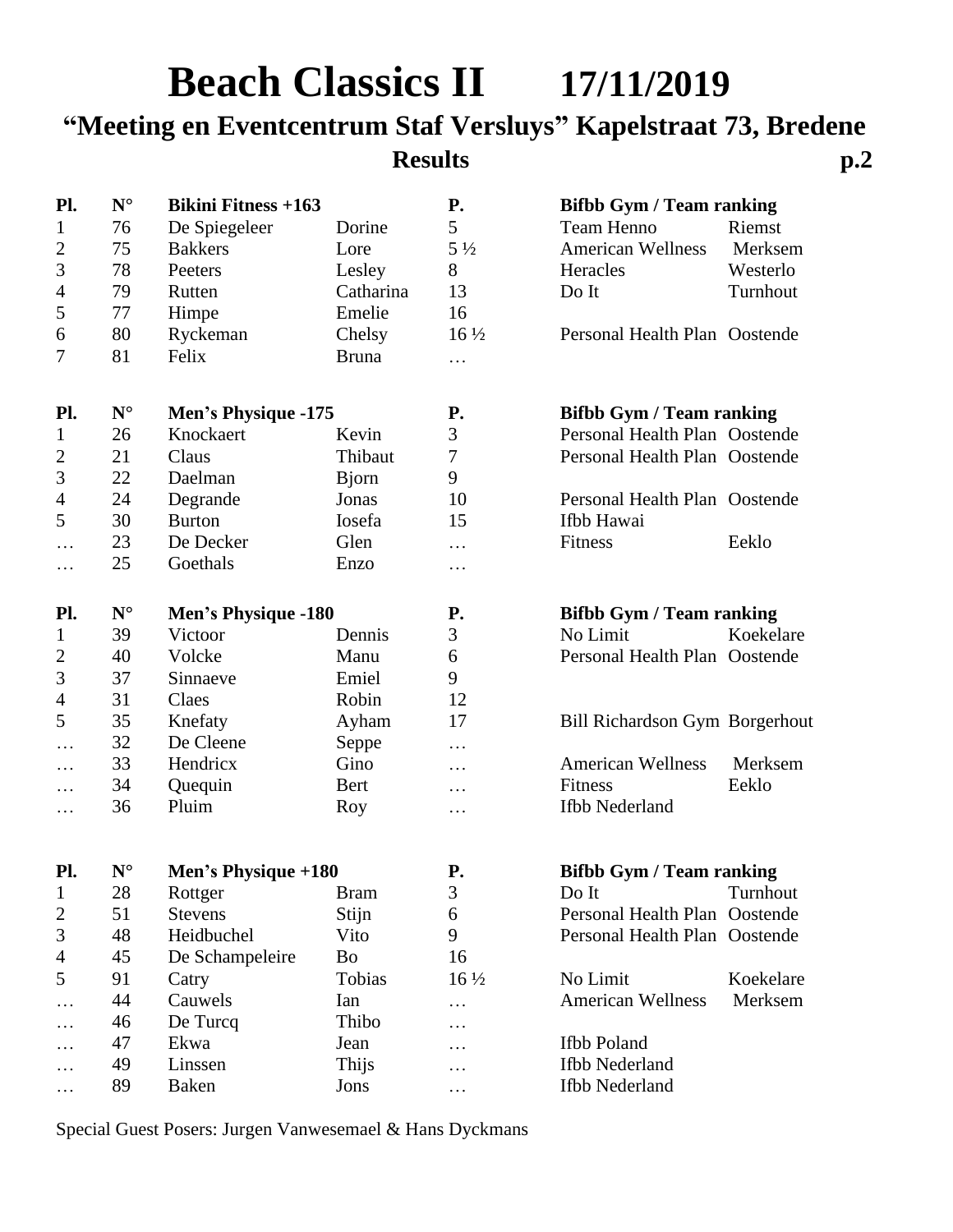# Beach Classics II 17/11/2019

## "Meeting en Eventcentrum Staf Versluys" Kapelstraat 73, Bredene

### Results p.2

| Pl. | N° | Bikini Fitness +163 | | P. | Bifbb Gym / Team ranking | |
|---|---|---|---|---|---|---|
| 1 | 76 | De Spiegeleer | Dorine | 5 | Team Henno | Riemst |
| 2 | 75 | Bakkers | Lore | 5 ½ | American Wellness | Merksem |
| 3 | 78 | Peeters | Lesley | 8 | Heracles | Westerlo |
| 4 | 79 | Rutten | Catharina | 13 | Do It | Turnhout |
| 5 | 77 | Himpe | Emelie | 16 | | |
| 6 | 80 | Ryckeman | Chelsy | 16 ½ | Personal Health Plan | Oostende |
| 7 | 81 | Felix | Bruna | … | | |

| Pl. | N° | Men's Physique -175 | | P. | Bifbb Gym / Team ranking | |
|---|---|---|---|---|---|---|
| 1 | 26 | Knockaert | Kevin | 3 | Personal Health Plan | Oostende |
| 2 | 21 | Claus | Thibaut | 7 | Personal Health Plan | Oostende |
| 3 | 22 | Daelman | Bjorn | 9 | | |
| 4 | 24 | Degrande | Jonas | 10 | Personal Health Plan | Oostende |
| 5 | 30 | Burton | Iosefa | 15 | Ifbb Hawai | |
| … | 23 | De Decker | Glen | … | Fitness | Eeklo |
| … | 25 | Goethals | Enzo | … | | |

| Pl. | N° | Men's Physique -180 | | P. | Bifbb Gym / Team ranking | |
|---|---|---|---|---|---|---|
| 1 | 39 | Victoor | Dennis | 3 | No Limit | Koekelare |
| 2 | 40 | Volcke | Manu | 6 | Personal Health Plan | Oostende |
| 3 | 37 | Sinnaeve | Emiel | 9 | | |
| 4 | 31 | Claes | Robin | 12 | | |
| 5 | 35 | Knefaty | Ayham | 17 | Bill Richardson Gym | Borgerhout |
| … | 32 | De Cleene | Seppe | … | | |
| … | 33 | Hendricx | Gino | … | American Wellness | Merksem |
| … | 34 | Quequin | Bert | … | Fitness | Eeklo |
| … | 36 | Pluim | Roy | … | Ifbb Nederland | |

| Pl. | N° | Men's Physique +180 | | P. | Bifbb Gym / Team ranking | |
|---|---|---|---|---|---|---|
| 1 | 28 | Rottger | Bram | 3 | Do It | Turnhout |
| 2 | 51 | Stevens | Stijn | 6 | Personal Health Plan | Oostende |
| 3 | 48 | Heidbuchel | Vito | 9 | Personal Health Plan | Oostende |
| 4 | 45 | De Schampeleire | Bo | 16 | | |
| 5 | 91 | Catry | Tobias | 16 ½ | No Limit | Koekelare |
| … | 44 | Cauwels | Ian | … | American Wellness | Merksem |
| … | 46 | De Turcq | Thibo | … | | |
| … | 47 | Ekwa | Jean | … | Ifbb Poland | |
| … | 49 | Linssen | Thijs | … | Ifbb Nederland | |
| … | 89 | Baken | Jons | … | Ifbb Nederland | |

Special Guest Posers: Jurgen Vanwesemael & Hans Dyckmans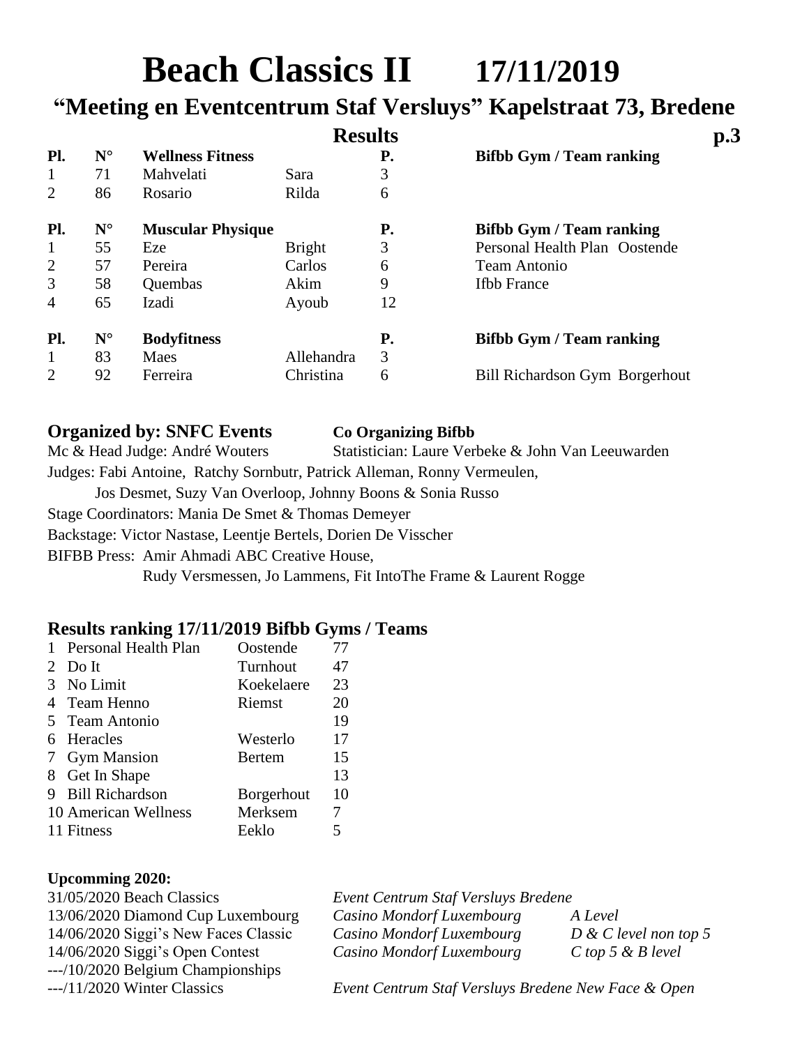# Beach Classics II 17/11/2019

## "Meeting en Eventcentrum Staf Versluys" Kapelstraat 73, Bredene

### Results

| Pl. | N° | Wellness Fitness | | P. | Bifbb Gym / Team ranking |
|---|---|---|---|---|---|
| 1 | 71 | Mahvelati | Sara | 3 | |
| 2 | 86 | Rosario | Rilda | 6 | |

| Pl. | N° | Muscular Physique | | P. | Bifbb Gym / Team ranking |
|---|---|---|---|---|---|
| 1 | 55 | Eze | Bright | 3 | Personal Health Plan Oostende |
| 2 | 57 | Pereira | Carlos | 6 | Team Antonio |
| 3 | 58 | Quembas | Akim | 9 | Ifbb France |
| 4 | 65 | Izadi | Ayoub | 12 | |

| Pl. | N° | Bodyfitness | | P. | Bifbb Gym / Team ranking |
|---|---|---|---|---|---|
| 1 | 83 | Maes | Allehandra | 3 | |
| 2 | 92 | Ferreira | Christina | 6 | Bill Richardson Gym Borgerhout |

**Organized by: SNFC Events** **Co Organizing Bifbb**

Mc & Head Judge: André Wouters Statistician: Laure Verbeke & John Van Leeuwarden

Judges: Fabi Antoine, Ratchy Sornbutr, Patrick Alleman, Ronny Vermeulen,
Jos Desmet, Suzy Van Overloop, Johnny Boons & Sonia Russo

Stage Coordinators: Mania De Smet & Thomas Demeyer

Backstage: Victor Nastase, Leentje Bertels, Dorien De Visscher

BIFBB Press: Amir Ahmadi ABC Creative House,
Rudy Versmessen, Jo Lammens, Fit IntoThe Frame & Laurent Rogge

## Results ranking 17/11/2019 Bifbb Gyms / Teams

| | | | |
|---|---|---|---|
| 1 | Personal Health Plan | Oostende | 77 |
| 2 | Do It | Turnhout | 47 |
| 3 | No Limit | Koekelaere | 23 |
| 4 | Team Henno | Riemst | 20 |
| 5 | Team Antonio | | 19 |
| 6 | Heracles | Westerlo | 17 |
| 7 | Gym Mansion | Bertem | 15 |
| 8 | Get In Shape | | 13 |
| 9 | Bill Richardson | Borgerhout | 10 |
| 10 | American Wellness | Merksem | 7 |
| 11 | Fitness | Eeklo | 5 |

**Upcomming 2020:**

| | | |
|---|---|---|
| 31/05/2020 Beach Classics | *Event Centrum Staf Versluys Bredene* | |
| 13/06/2020 Diamond Cup Luxembourg | *Casino Mondorf Luxembourg* | *A Level* |
| 14/06/2020 Siggi's New Faces Classic | *Casino Mondorf Luxembourg* | *D & C level non top 5* |
| 14/06/2020 Siggi's Open Contest | *Casino Mondorf Luxembourg* | *C top 5 & B level* |
| ---/10/2020 Belgium Championships | | |
| ---/11/2020 Winter Classics | *Event Centrum Staf Versluys Bredene New Face & Open* | |